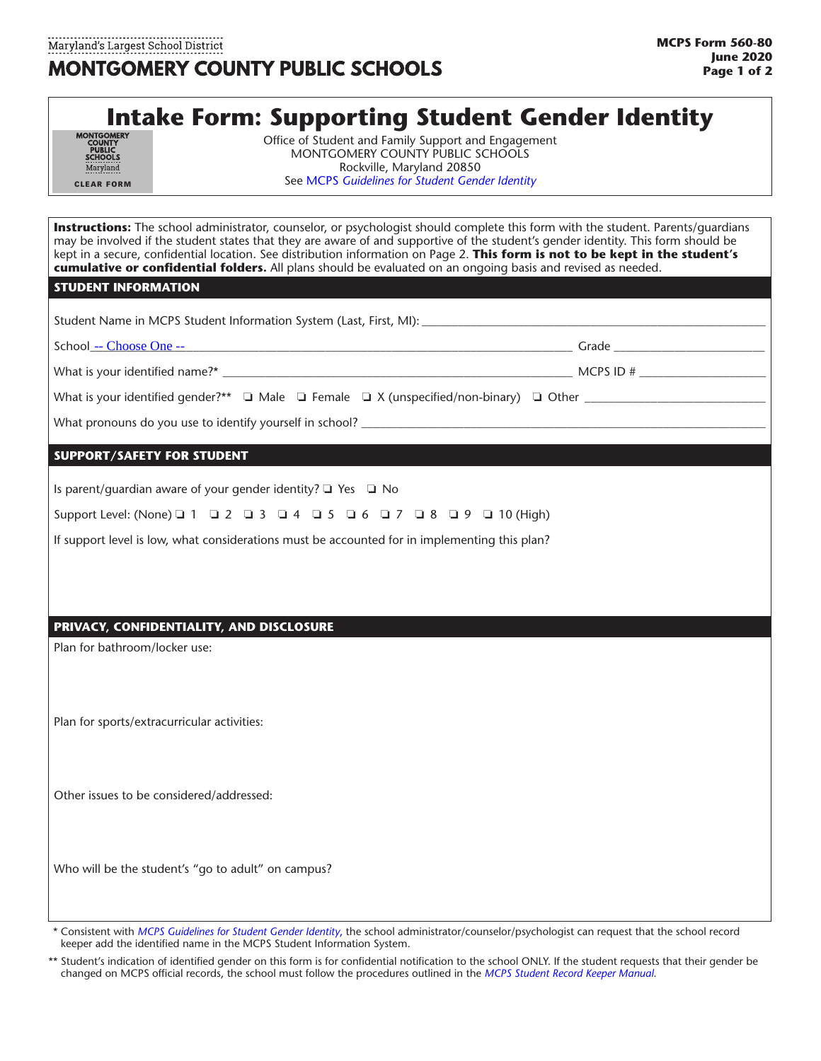Maryland's Largest School District

# MONTGOMERY COUNTY PUBLIC SCHOOLS

MCPS Form 560-80
June 2020

## Intake Form: Supporting Student Gender Identity

CLEAR FORM

Office of Student and Family Support and Engagement
MONTGOMERY COUNTY PUBLIC SCHOOLS
Rockville, Maryland 20850
See MCPS *Guidelines for Student Gender Identity*

**Instructions:** The school administrator, counselor, or psychologist should complete this form with the student. Parents/guardians may be involved if the student states that they are aware of and supportive of the student's gender identity. This form should be kept in a secure, confidential location. See distribution information on Page 2. **This form is not to be kept in the student's cumulative or confidential folders.** All plans should be evaluated on an ongoing basis and revised as needed.

### STUDENT INFORMATION

Student Name in MCPS Student Information System (Last, First, MI): ______________________________

School -- Choose One -- ______________________________ Grade ______________

What is your identified name?* ______________________________ MCPS ID # ______________

What is your identified gender?** ❑ Male ❑ Female ❑ X (unspecified/non-binary) ❑ Other ______________

What pronouns do you use to identify yourself in school? ______________________________

### SUPPORT/SAFETY FOR STUDENT

Is parent/guardian aware of your gender identity? ❑ Yes ❑ No

Support Level: (None) ❑ 1 ❑ 2 ❑ 3 ❑ 4 ❑ 5 ❑ 6 ❑ 7 ❑ 8 ❑ 9 ❑ 10 (High)

If support level is low, what considerations must be accounted for in implementing this plan?

### PRIVACY, CONFIDENTIALITY, AND DISCLOSURE

Plan for bathroom/locker use:

Plan for sports/extracurricular activities:

Other issues to be considered/addressed:

Who will be the student's "go to adult" on campus?

\* Consistent with *MCPS Guidelines for Student Gender Identity*, the school administrator/counselor/psychologist can request that the school record keeper add the identified name in the MCPS Student Information System.

\*\* Student's indication of identified gender on this form is for confidential notification to the school ONLY. If the student requests that their gender be changed on MCPS official records, the school must follow the procedures outlined in the *MCPS Student Record Keeper Manual*.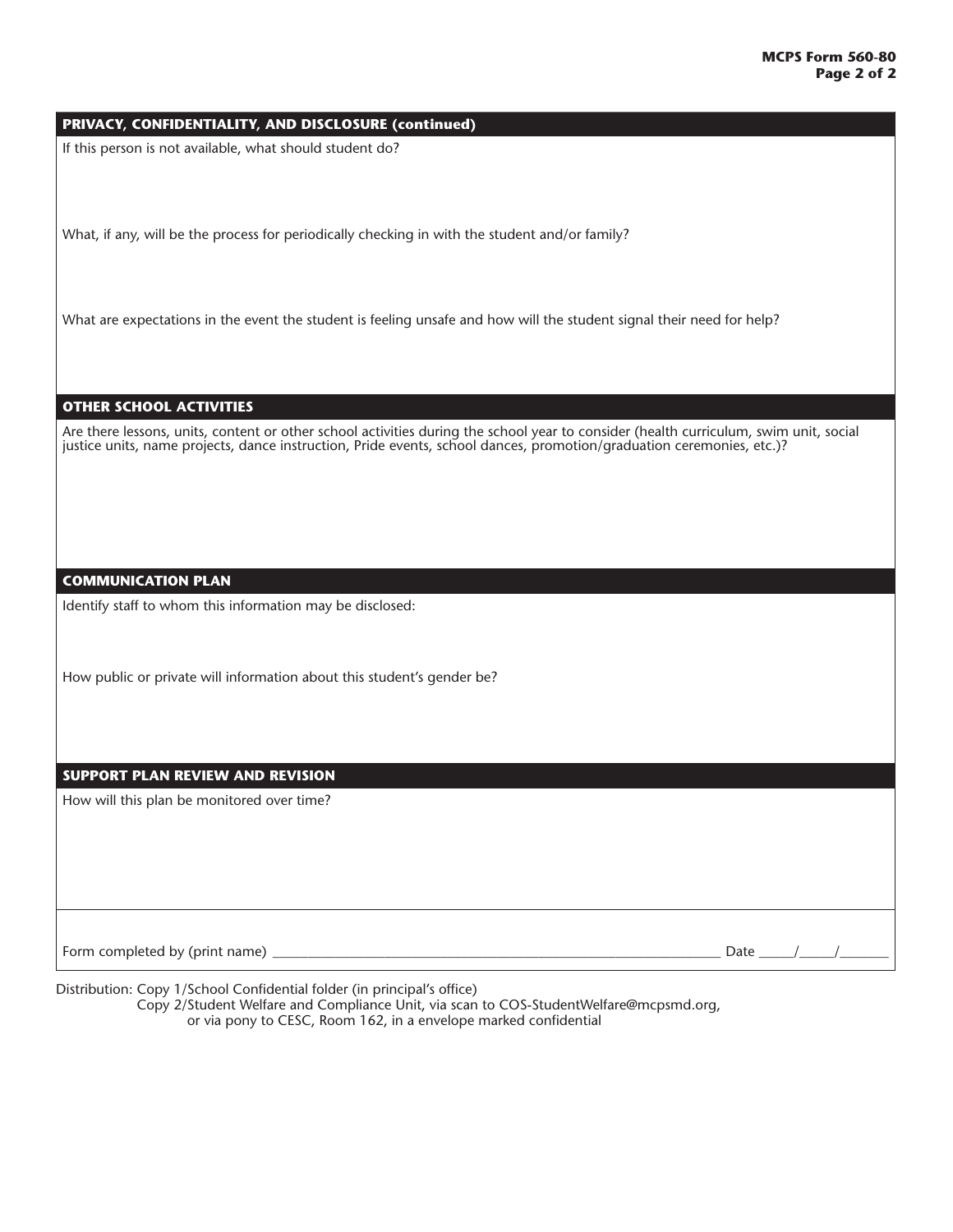## PRIVACY, CONFIDENTIALITY, AND DISCLOSURE (continued)

If this person is not available, what should student do?

What, if any, will be the process for periodically checking in with the student and/or family?

What are expectations in the event the student is feeling unsafe and how will the student signal their need for help?

## OTHER SCHOOL ACTIVITIES

Are there lessons, units, content or other school activities during the school year to consider (health curriculum, swim unit, social justice units, name projects, dance instruction, Pride events, school dances, promotion/graduation ceremonies, etc.)?

## COMMUNICATION PLAN

Identify staff to whom this information may be disclosed:

How public or private will information about this student's gender be?

## SUPPORT PLAN REVIEW AND REVISION

How will this plan be monitored over time?

Form completed by (print name) ________________________________________________ Date _____/_____/_______

Distribution: Copy 1/School Confidential folder (in principal's office)
Copy 2/Student Welfare and Compliance Unit, via scan to COS-StudentWelfare@mcpsmd.org, or via pony to CESC, Room 162, in a envelope marked confidential